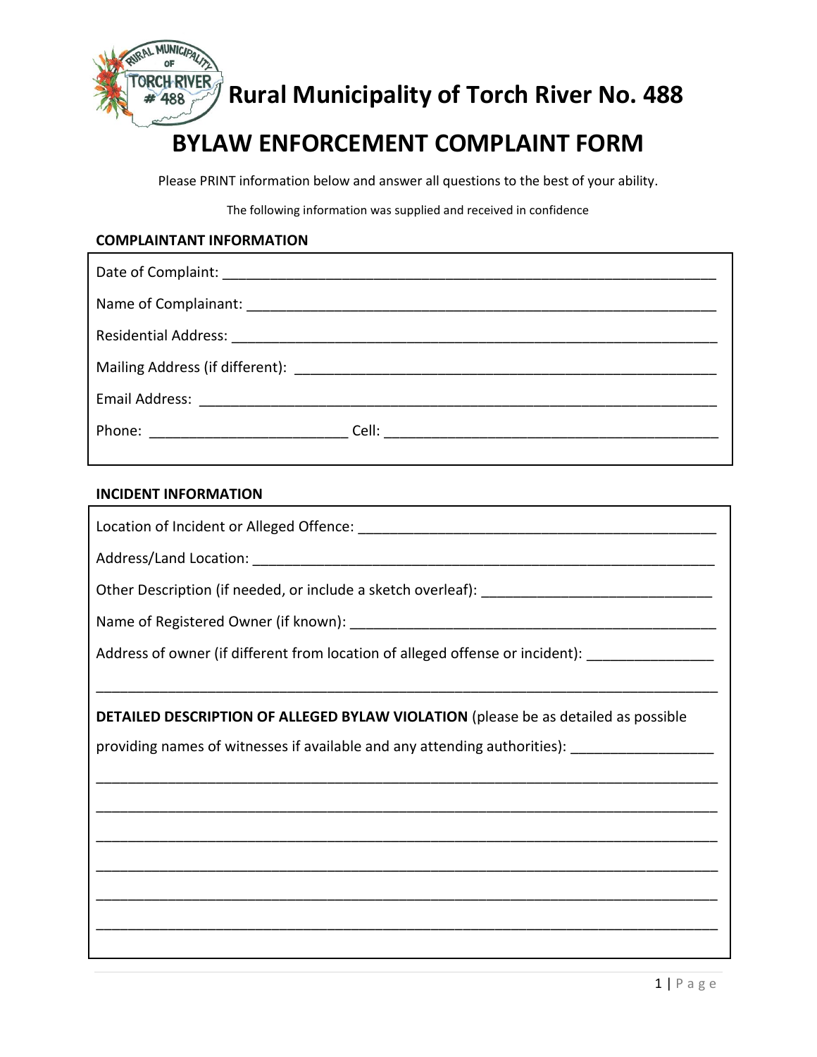# Rural Municipality of Torch River No. 488

## BYLAW ENFORCEMENT COMPLAINT FORM

Please PRINT information below and answer all questions to the best of your ability.

The following information was supplied and received in confidence

**COMPLAINTANT INFORMATION**

Date of Complaint: ___________________________________________________________

Name of Complainant: _________________________________________________________

Residential Address: __________________________________________________________

Mailing Address (if different): ___________________________________________________

Email Address: _______________________________________________________________

Phone: _________________________ Cell: ________________________________________

**INCIDENT INFORMATION**

Location of Incident or Alleged Offence: ___________________________________________

Address/Land Location: ________________________________________________________

Other Description (if needed, or include a sketch overleaf): __________________________

Name of Registered Owner (if known): ____________________________________________

Address of owner (if different from location of alleged offense or incident): ______________

_____________________________________________________________________________

**DETAILED DESCRIPTION OF ALLEGED BYLAW VIOLATION** (please be as detailed as possible providing names of witnesses if available and any attending authorities): _________________

_____________________________________________________________________________

_____________________________________________________________________________

_____________________________________________________________________________

_____________________________________________________________________________

_____________________________________________________________________________

_____________________________________________________________________________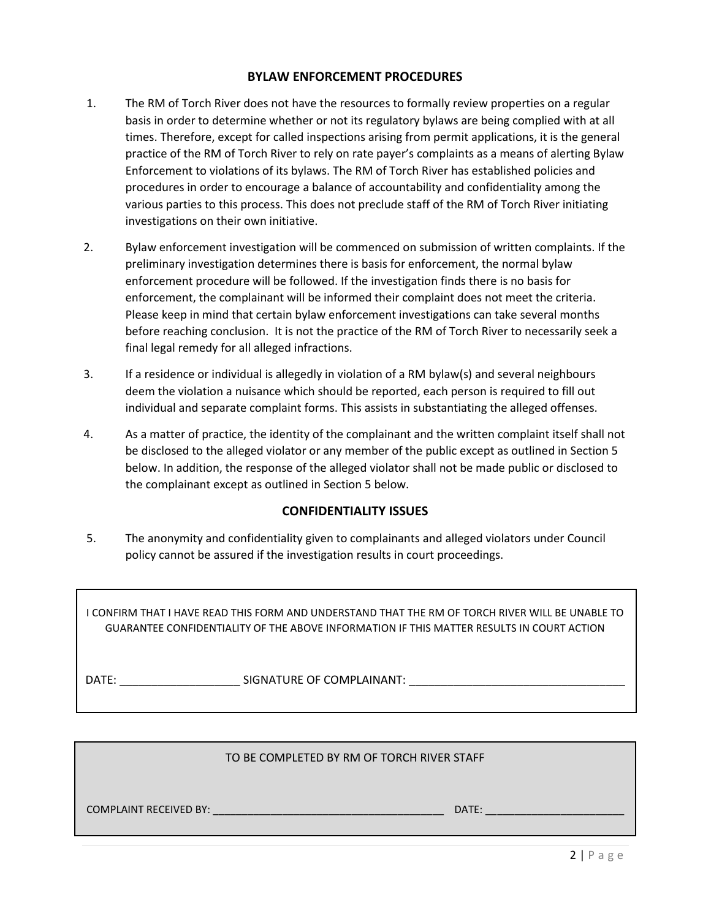## BYLAW ENFORCEMENT PROCEDURES

1. The RM of Torch River does not have the resources to formally review properties on a regular basis in order to determine whether or not its regulatory bylaws are being complied with at all times. Therefore, except for called inspections arising from permit applications, it is the general practice of the RM of Torch River to rely on rate payer's complaints as a means of alerting Bylaw Enforcement to violations of its bylaws. The RM of Torch River has established policies and procedures in order to encourage a balance of accountability and confidentiality among the various parties to this process. This does not preclude staff of the RM of Torch River initiating investigations on their own initiative.

2. Bylaw enforcement investigation will be commenced on submission of written complaints. If the preliminary investigation determines there is basis for enforcement, the normal bylaw enforcement procedure will be followed. If the investigation finds there is no basis for enforcement, the complainant will be informed their complaint does not meet the criteria. Please keep in mind that certain bylaw enforcement investigations can take several months before reaching conclusion. It is not the practice of the RM of Torch River to necessarily seek a final legal remedy for all alleged infractions.

3. If a residence or individual is allegedly in violation of a RM bylaw(s) and several neighbours deem the violation a nuisance which should be reported, each person is required to fill out individual and separate complaint forms. This assists in substantiating the alleged offenses.

4. As a matter of practice, the identity of the complainant and the written complaint itself shall not be disclosed to the alleged violator or any member of the public except as outlined in Section 5 below. In addition, the response of the alleged violator shall not be made public or disclosed to the complainant except as outlined in Section 5 below.

## CONFIDENTIALITY ISSUES

5. The anonymity and confidentiality given to complainants and alleged violators under Council policy cannot be assured if the investigation results in court proceedings.

I CONFIRM THAT I HAVE READ THIS FORM AND UNDERSTAND THAT THE RM OF TORCH RIVER WILL BE UNABLE TO GUARANTEE CONFIDENTIALITY OF THE ABOVE INFORMATION IF THIS MATTER RESULTS IN COURT ACTION

DATE: ___________________ SIGNATURE OF COMPLAINANT: __________________________________

TO BE COMPLETED BY RM OF TORCH RIVER STAFF

COMPLAINT RECEIVED BY: ______________________________________ DATE: _______________________